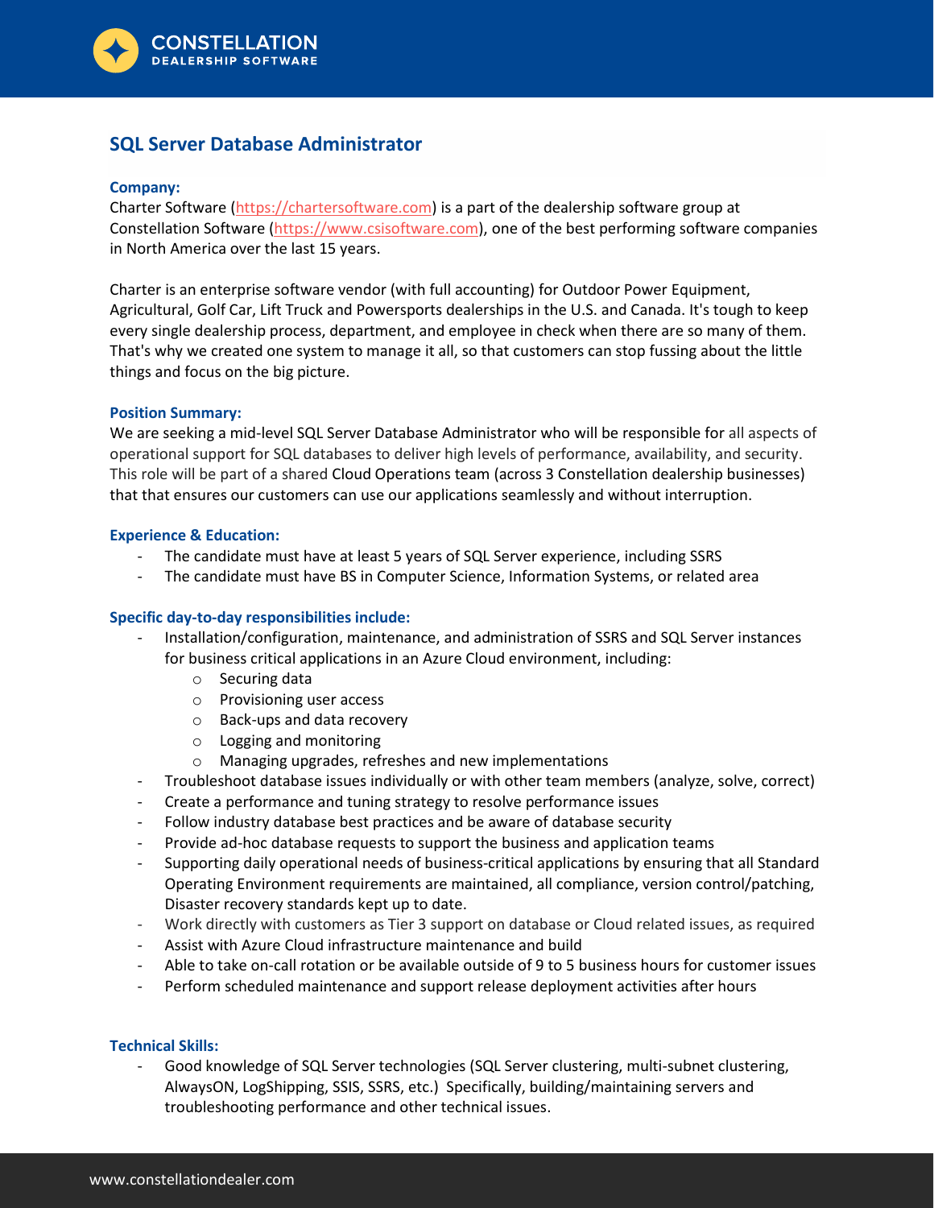# SQL Server Database Administrator

### Company:

Charter Software (https://chartersoftware.com) is a part of the dealership software group at Constellation Software (https://www.csisoftware.com), one of the best performing software companies in North America over the last 15 years.

Charter is an enterprise software vendor (with full accounting) for Outdoor Power Equipment, Agricultural, Golf Car, Lift Truck and Powersports dealerships in the U.S. and Canada. It's tough to keep every single dealership process, department, and employee in check when there are so many of them. That's why we created one system to manage it all, so that customers can stop fussing about the little things and focus on the big picture.

### Position Summary:

We are seeking a mid-level SQL Server Database Administrator who will be responsible for all aspects of operational support for SQL databases to deliver high levels of performance, availability, and security. This role will be part of a shared Cloud Operations team (across 3 Constellation dealership businesses) that that ensures our customers can use our applications seamlessly and without interruption.

### Experience & Education:

- The candidate must have at least 5 years of SQL Server experience, including SSRS
- The candidate must have BS in Computer Science, Information Systems, or related area

### Specific day-to-day responsibilities include:

- Installation/configuration, maintenance, and administration of SSRS and SQL Server instances for business critical applications in an Azure Cloud environment, including:
    - Securing data
    - Provisioning user access
    - Back-ups and data recovery
    - Logging and monitoring
    - Managing upgrades, refreshes and new implementations
- Troubleshoot database issues individually or with other team members (analyze, solve, correct)
- Create a performance and tuning strategy to resolve performance issues
- Follow industry database best practices and be aware of database security
- Provide ad-hoc database requests to support the business and application teams
- Supporting daily operational needs of business-critical applications by ensuring that all Standard Operating Environment requirements are maintained, all compliance, version control/patching, Disaster recovery standards kept up to date.
- Work directly with customers as Tier 3 support on database or Cloud related issues, as required
- Assist with Azure Cloud infrastructure maintenance and build
- Able to take on-call rotation or be available outside of 9 to 5 business hours for customer issues
- Perform scheduled maintenance and support release deployment activities after hours

### Technical Skills:

- Good knowledge of SQL Server technologies (SQL Server clustering, multi-subnet clustering, AlwaysON, LogShipping, SSIS, SSRS, etc.) Specifically, building/maintaining servers and troubleshooting performance and other technical issues.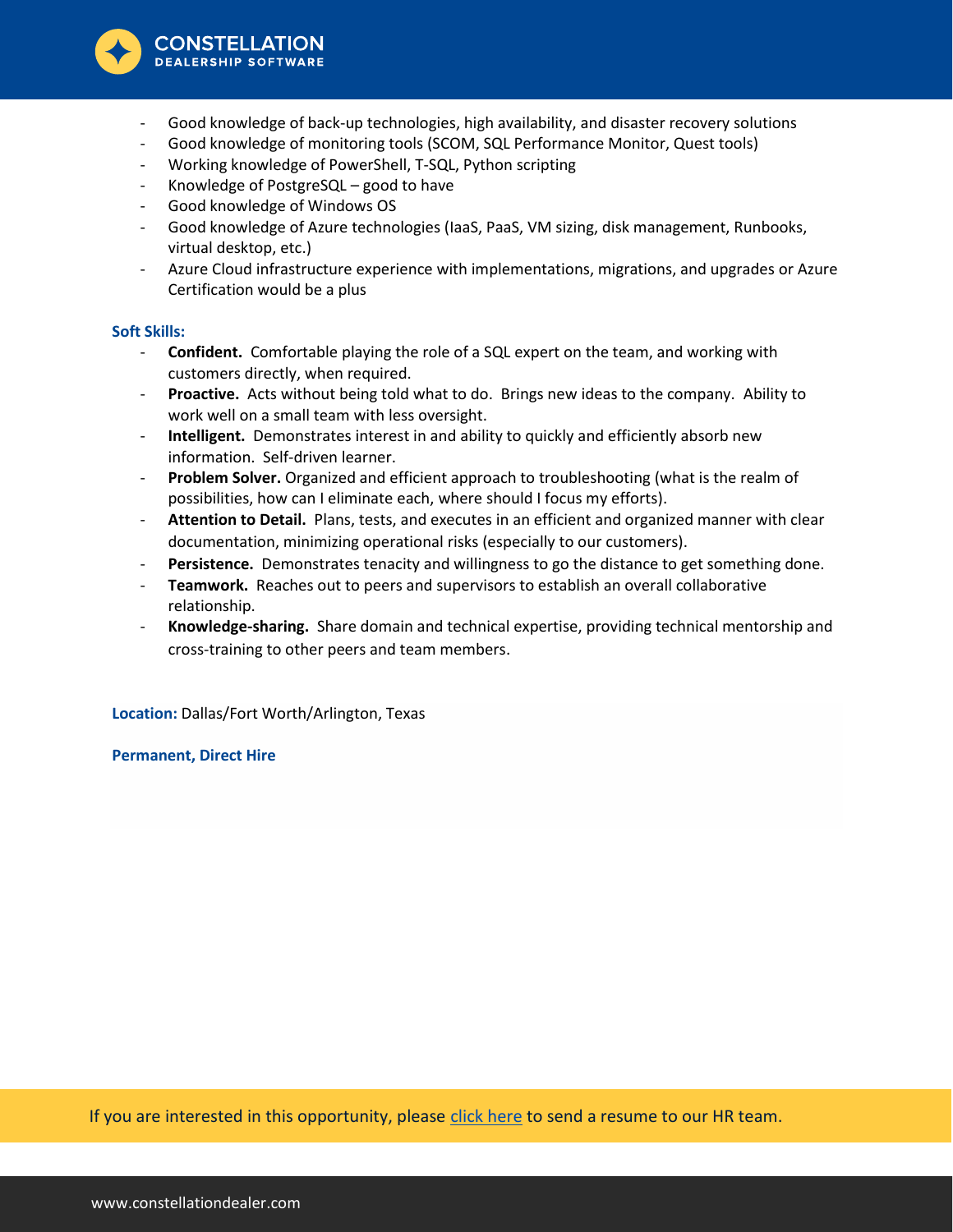- Good knowledge of back-up technologies, high availability, and disaster recovery solutions
- Good knowledge of monitoring tools (SCOM, SQL Performance Monitor, Quest tools)
- Working knowledge of PowerShell, T-SQL, Python scripting
- Knowledge of PostgreSQL – good to have
- Good knowledge of Windows OS
- Good knowledge of Azure technologies (IaaS, PaaS, VM sizing, disk management, Runbooks, virtual desktop, etc.)
- Azure Cloud infrastructure experience with implementations, migrations, and upgrades or Azure Certification would be a plus

**Soft Skills:**

- **Confident.** Comfortable playing the role of a SQL expert on the team, and working with customers directly, when required.
- **Proactive.** Acts without being told what to do. Brings new ideas to the company. Ability to work well on a small team with less oversight.
- **Intelligent.** Demonstrates interest in and ability to quickly and efficiently absorb new information. Self-driven learner.
- **Problem Solver.** Organized and efficient approach to troubleshooting (what is the realm of possibilities, how can I eliminate each, where should I focus my efforts).
- **Attention to Detail.** Plans, tests, and executes in an efficient and organized manner with clear documentation, minimizing operational risks (especially to our customers).
- **Persistence.** Demonstrates tenacity and willingness to go the distance to get something done.
- **Teamwork.** Reaches out to peers and supervisors to establish an overall collaborative relationship.
- **Knowledge-sharing.** Share domain and technical expertise, providing technical mentorship and cross-training to other peers and team members.

**Location:** Dallas/Fort Worth/Arlington, Texas

**Permanent, Direct Hire**

If you are interested in this opportunity, please click here to send a resume to our HR team.

www.constellationdealer.com